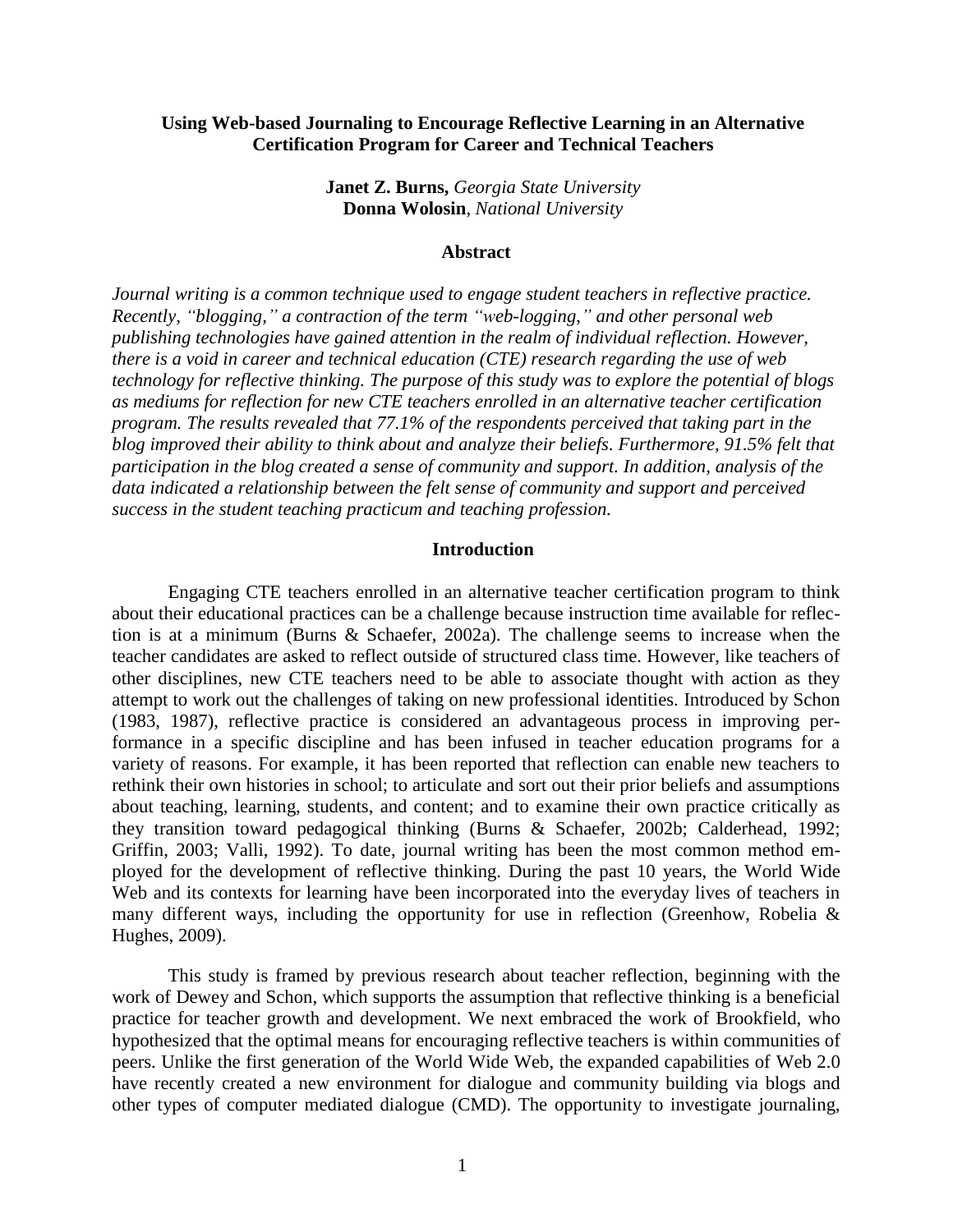# Using Web-based Journaling to Encourage Reflective Learning in an Alternative Certification Program for Career and Technical Teachers

**Janet Z. Burns,** *Georgia State University*
**Donna Wolosin**, *National University*

## Abstract

*Journal writing is a common technique used to engage student teachers in reflective practice. Recently, "blogging," a contraction of the term "web-logging," and other personal web publishing technologies have gained attention in the realm of individual reflection. However, there is a void in career and technical education (CTE) research regarding the use of web technology for reflective thinking. The purpose of this study was to explore the potential of blogs as mediums for reflection for new CTE teachers enrolled in an alternative teacher certification program. The results revealed that 77.1% of the respondents perceived that taking part in the blog improved their ability to think about and analyze their beliefs. Furthermore, 91.5% felt that participation in the blog created a sense of community and support. In addition, analysis of the data indicated a relationship between the felt sense of community and support and perceived success in the student teaching practicum and teaching profession.*

## Introduction

Engaging CTE teachers enrolled in an alternative teacher certification program to think about their educational practices can be a challenge because instruction time available for reflection is at a minimum (Burns & Schaefer, 2002a). The challenge seems to increase when the teacher candidates are asked to reflect outside of structured class time. However, like teachers of other disciplines, new CTE teachers need to be able to associate thought with action as they attempt to work out the challenges of taking on new professional identities. Introduced by Schon (1983, 1987), reflective practice is considered an advantageous process in improving performance in a specific discipline and has been infused in teacher education programs for a variety of reasons. For example, it has been reported that reflection can enable new teachers to rethink their own histories in school; to articulate and sort out their prior beliefs and assumptions about teaching, learning, students, and content; and to examine their own practice critically as they transition toward pedagogical thinking (Burns & Schaefer, 2002b; Calderhead, 1992; Griffin, 2003; Valli, 1992). To date, journal writing has been the most common method employed for the development of reflective thinking. During the past 10 years, the World Wide Web and its contexts for learning have been incorporated into the everyday lives of teachers in many different ways, including the opportunity for use in reflection (Greenhow, Robelia & Hughes, 2009).

This study is framed by previous research about teacher reflection, beginning with the work of Dewey and Schon, which supports the assumption that reflective thinking is a beneficial practice for teacher growth and development. We next embraced the work of Brookfield, who hypothesized that the optimal means for encouraging reflective teachers is within communities of peers. Unlike the first generation of the World Wide Web, the expanded capabilities of Web 2.0 have recently created a new environment for dialogue and community building via blogs and other types of computer mediated dialogue (CMD). The opportunity to investigate journaling,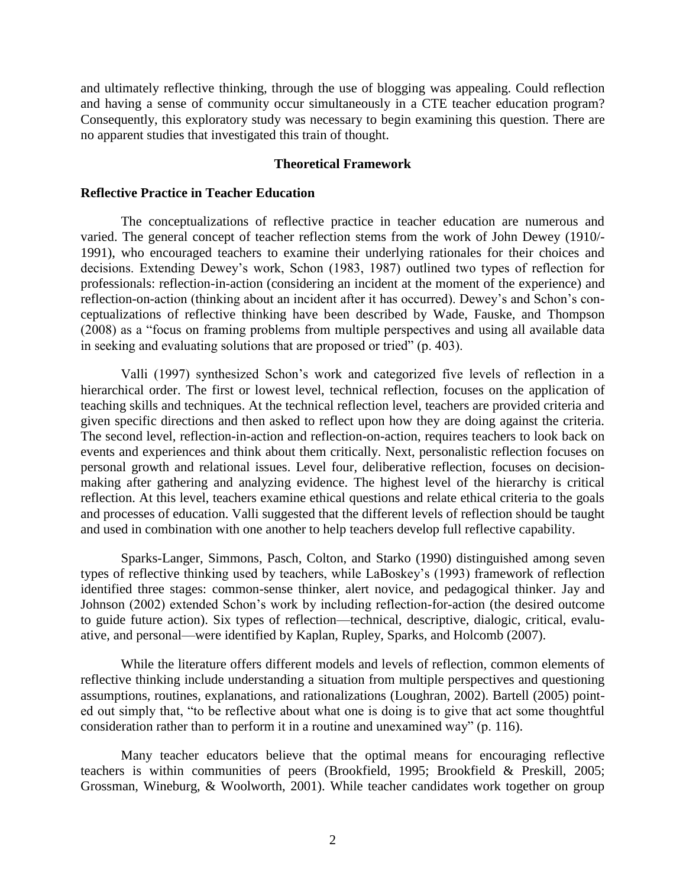and ultimately reflective thinking, through the use of blogging was appealing. Could reflection and having a sense of community occur simultaneously in a CTE teacher education program? Consequently, this exploratory study was necessary to begin examining this question. There are no apparent studies that investigated this train of thought.

## Theoretical Framework

### Reflective Practice in Teacher Education

The conceptualizations of reflective practice in teacher education are numerous and varied. The general concept of teacher reflection stems from the work of John Dewey (1910/-1991), who encouraged teachers to examine their underlying rationales for their choices and decisions. Extending Dewey's work, Schon (1983, 1987) outlined two types of reflection for professionals: reflection-in-action (considering an incident at the moment of the experience) and reflection-on-action (thinking about an incident after it has occurred). Dewey's and Schon's conceptualizations of reflective thinking have been described by Wade, Fauske, and Thompson (2008) as a "focus on framing problems from multiple perspectives and using all available data in seeking and evaluating solutions that are proposed or tried" (p. 403).

Valli (1997) synthesized Schon's work and categorized five levels of reflection in a hierarchical order. The first or lowest level, technical reflection, focuses on the application of teaching skills and techniques. At the technical reflection level, teachers are provided criteria and given specific directions and then asked to reflect upon how they are doing against the criteria. The second level, reflection-in-action and reflection-on-action, requires teachers to look back on events and experiences and think about them critically. Next, personalistic reflection focuses on personal growth and relational issues. Level four, deliberative reflection, focuses on decision-making after gathering and analyzing evidence. The highest level of the hierarchy is critical reflection. At this level, teachers examine ethical questions and relate ethical criteria to the goals and processes of education. Valli suggested that the different levels of reflection should be taught and used in combination with one another to help teachers develop full reflective capability.

Sparks-Langer, Simmons, Pasch, Colton, and Starko (1990) distinguished among seven types of reflective thinking used by teachers, while LaBoskey's (1993) framework of reflection identified three stages: common-sense thinker, alert novice, and pedagogical thinker. Jay and Johnson (2002) extended Schon's work by including reflection-for-action (the desired outcome to guide future action). Six types of reflection—technical, descriptive, dialogic, critical, evaluative, and personal—were identified by Kaplan, Rupley, Sparks, and Holcomb (2007).

While the literature offers different models and levels of reflection, common elements of reflective thinking include understanding a situation from multiple perspectives and questioning assumptions, routines, explanations, and rationalizations (Loughran, 2002). Bartell (2005) pointed out simply that, "to be reflective about what one is doing is to give that act some thoughtful consideration rather than to perform it in a routine and unexamined way" (p. 116).

Many teacher educators believe that the optimal means for encouraging reflective teachers is within communities of peers (Brookfield, 1995; Brookfield & Preskill, 2005; Grossman, Wineburg, & Woolworth, 2001). While teacher candidates work together on group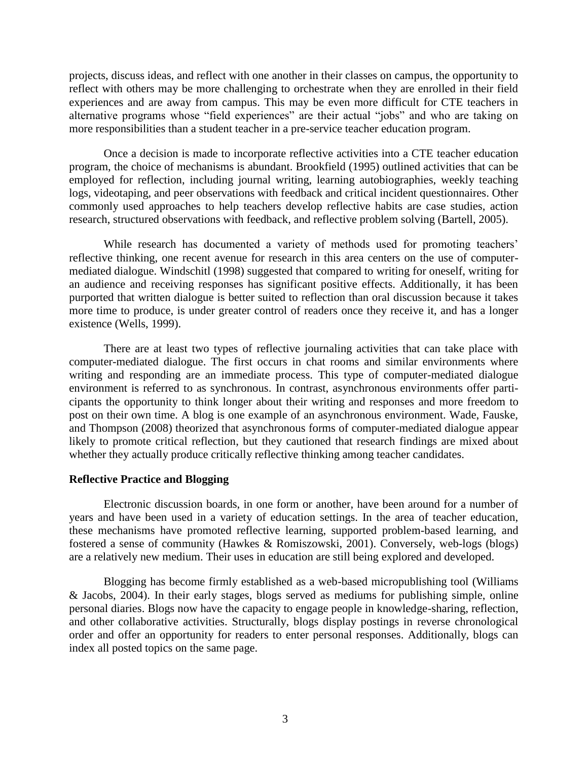projects, discuss ideas, and reflect with one another in their classes on campus, the opportunity to reflect with others may be more challenging to orchestrate when they are enrolled in their field experiences and are away from campus. This may be even more difficult for CTE teachers in alternative programs whose "field experiences" are their actual "jobs" and who are taking on more responsibilities than a student teacher in a pre-service teacher education program.

Once a decision is made to incorporate reflective activities into a CTE teacher education program, the choice of mechanisms is abundant. Brookfield (1995) outlined activities that can be employed for reflection, including journal writing, learning autobiographies, weekly teaching logs, videotaping, and peer observations with feedback and critical incident questionnaires. Other commonly used approaches to help teachers develop reflective habits are case studies, action research, structured observations with feedback, and reflective problem solving (Bartell, 2005).

While research has documented a variety of methods used for promoting teachers' reflective thinking, one recent avenue for research in this area centers on the use of computer-mediated dialogue. Windschitl (1998) suggested that compared to writing for oneself, writing for an audience and receiving responses has significant positive effects. Additionally, it has been purported that written dialogue is better suited to reflection than oral discussion because it takes more time to produce, is under greater control of readers once they receive it, and has a longer existence (Wells, 1999).

There are at least two types of reflective journaling activities that can take place with computer-mediated dialogue. The first occurs in chat rooms and similar environments where writing and responding are an immediate process. This type of computer-mediated dialogue environment is referred to as synchronous. In contrast, asynchronous environments offer participants the opportunity to think longer about their writing and responses and more freedom to post on their own time. A blog is one example of an asynchronous environment. Wade, Fauske, and Thompson (2008) theorized that asynchronous forms of computer-mediated dialogue appear likely to promote critical reflection, but they cautioned that research findings are mixed about whether they actually produce critically reflective thinking among teacher candidates.

**Reflective Practice and Blogging**

Electronic discussion boards, in one form or another, have been around for a number of years and have been used in a variety of education settings. In the area of teacher education, these mechanisms have promoted reflective learning, supported problem-based learning, and fostered a sense of community (Hawkes & Romiszowski, 2001). Conversely, web-logs (blogs) are a relatively new medium. Their uses in education are still being explored and developed.

Blogging has become firmly established as a web-based micropublishing tool (Williams & Jacobs, 2004). In their early stages, blogs served as mediums for publishing simple, online personal diaries. Blogs now have the capacity to engage people in knowledge-sharing, reflection, and other collaborative activities. Structurally, blogs display postings in reverse chronological order and offer an opportunity for readers to enter personal responses. Additionally, blogs can index all posted topics on the same page.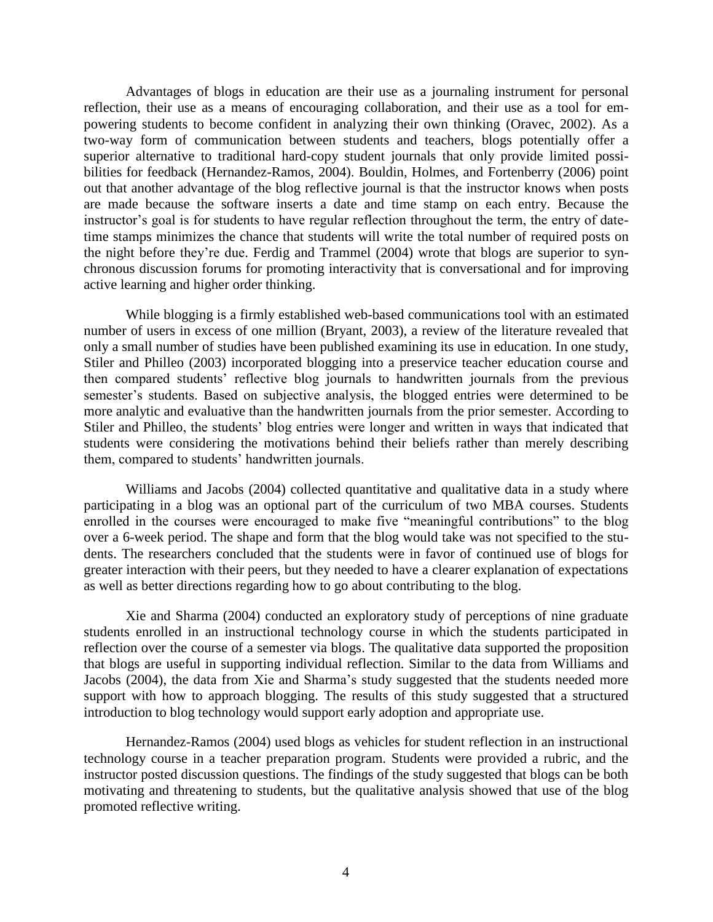Advantages of blogs in education are their use as a journaling instrument for personal reflection, their use as a means of encouraging collaboration, and their use as a tool for empowering students to become confident in analyzing their own thinking (Oravec, 2002). As a two-way form of communication between students and teachers, blogs potentially offer a superior alternative to traditional hard-copy student journals that only provide limited possibilities for feedback (Hernandez-Ramos, 2004). Bouldin, Holmes, and Fortenberry (2006) point out that another advantage of the blog reflective journal is that the instructor knows when posts are made because the software inserts a date and time stamp on each entry. Because the instructor's goal is for students to have regular reflection throughout the term, the entry of date-time stamps minimizes the chance that students will write the total number of required posts on the night before they're due. Ferdig and Trammel (2004) wrote that blogs are superior to synchronous discussion forums for promoting interactivity that is conversational and for improving active learning and higher order thinking.

While blogging is a firmly established web-based communications tool with an estimated number of users in excess of one million (Bryant, 2003), a review of the literature revealed that only a small number of studies have been published examining its use in education. In one study, Stiler and Philleo (2003) incorporated blogging into a preservice teacher education course and then compared students' reflective blog journals to handwritten journals from the previous semester's students. Based on subjective analysis, the blogged entries were determined to be more analytic and evaluative than the handwritten journals from the prior semester. According to Stiler and Philleo, the students' blog entries were longer and written in ways that indicated that students were considering the motivations behind their beliefs rather than merely describing them, compared to students' handwritten journals.

Williams and Jacobs (2004) collected quantitative and qualitative data in a study where participating in a blog was an optional part of the curriculum of two MBA courses. Students enrolled in the courses were encouraged to make five "meaningful contributions" to the blog over a 6-week period. The shape and form that the blog would take was not specified to the students. The researchers concluded that the students were in favor of continued use of blogs for greater interaction with their peers, but they needed to have a clearer explanation of expectations as well as better directions regarding how to go about contributing to the blog.

Xie and Sharma (2004) conducted an exploratory study of perceptions of nine graduate students enrolled in an instructional technology course in which the students participated in reflection over the course of a semester via blogs. The qualitative data supported the proposition that blogs are useful in supporting individual reflection. Similar to the data from Williams and Jacobs (2004), the data from Xie and Sharma's study suggested that the students needed more support with how to approach blogging. The results of this study suggested that a structured introduction to blog technology would support early adoption and appropriate use.

Hernandez-Ramos (2004) used blogs as vehicles for student reflection in an instructional technology course in a teacher preparation program. Students were provided a rubric, and the instructor posted discussion questions. The findings of the study suggested that blogs can be both motivating and threatening to students, but the qualitative analysis showed that use of the blog promoted reflective writing.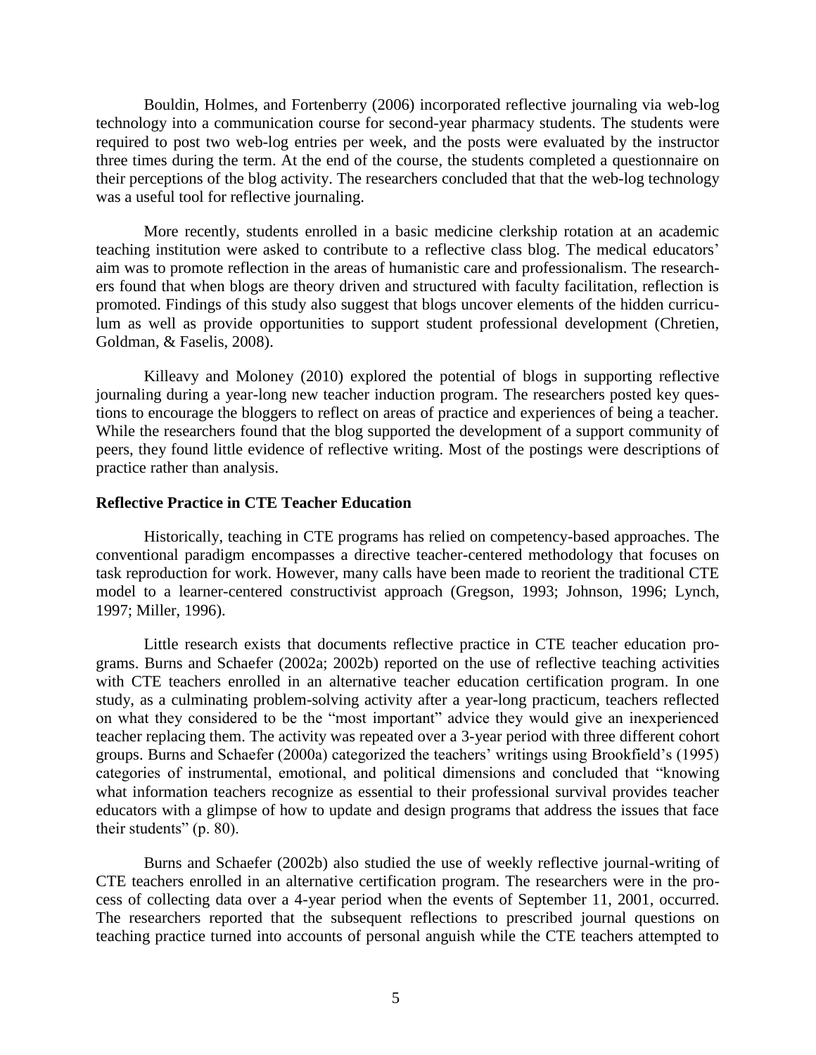Bouldin, Holmes, and Fortenberry (2006) incorporated reflective journaling via web-log technology into a communication course for second-year pharmacy students. The students were required to post two web-log entries per week, and the posts were evaluated by the instructor three times during the term. At the end of the course, the students completed a questionnaire on their perceptions of the blog activity. The researchers concluded that that the web-log technology was a useful tool for reflective journaling.

More recently, students enrolled in a basic medicine clerkship rotation at an academic teaching institution were asked to contribute to a reflective class blog. The medical educators' aim was to promote reflection in the areas of humanistic care and professionalism. The researchers found that when blogs are theory driven and structured with faculty facilitation, reflection is promoted. Findings of this study also suggest that blogs uncover elements of the hidden curriculum as well as provide opportunities to support student professional development (Chretien, Goldman, & Faselis, 2008).

Killeavy and Moloney (2010) explored the potential of blogs in supporting reflective journaling during a year-long new teacher induction program. The researchers posted key questions to encourage the bloggers to reflect on areas of practice and experiences of being a teacher. While the researchers found that the blog supported the development of a support community of peers, they found little evidence of reflective writing. Most of the postings were descriptions of practice rather than analysis.

**Reflective Practice in CTE Teacher Education**

Historically, teaching in CTE programs has relied on competency-based approaches. The conventional paradigm encompasses a directive teacher-centered methodology that focuses on task reproduction for work. However, many calls have been made to reorient the traditional CTE model to a learner-centered constructivist approach (Gregson, 1993; Johnson, 1996; Lynch, 1997; Miller, 1996).

Little research exists that documents reflective practice in CTE teacher education programs. Burns and Schaefer (2002a; 2002b) reported on the use of reflective teaching activities with CTE teachers enrolled in an alternative teacher education certification program. In one study, as a culminating problem-solving activity after a year-long practicum, teachers reflected on what they considered to be the "most important" advice they would give an inexperienced teacher replacing them. The activity was repeated over a 3-year period with three different cohort groups. Burns and Schaefer (2000a) categorized the teachers' writings using Brookfield's (1995) categories of instrumental, emotional, and political dimensions and concluded that "knowing what information teachers recognize as essential to their professional survival provides teacher educators with a glimpse of how to update and design programs that address the issues that face their students" (p. 80).

Burns and Schaefer (2002b) also studied the use of weekly reflective journal-writing of CTE teachers enrolled in an alternative certification program. The researchers were in the process of collecting data over a 4-year period when the events of September 11, 2001, occurred. The researchers reported that the subsequent reflections to prescribed journal questions on teaching practice turned into accounts of personal anguish while the CTE teachers attempted to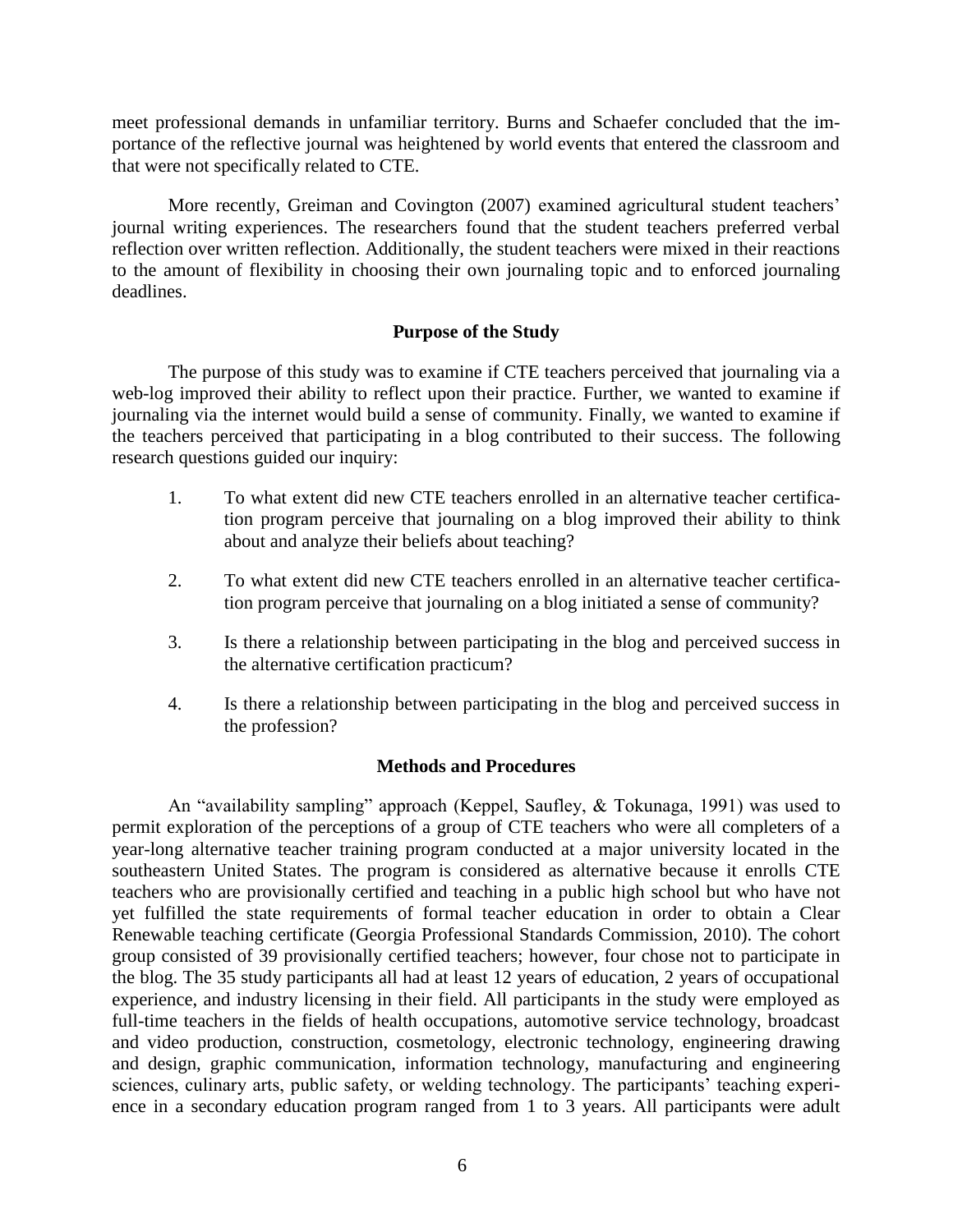meet professional demands in unfamiliar territory. Burns and Schaefer concluded that the importance of the reflective journal was heightened by world events that entered the classroom and that were not specifically related to CTE.

More recently, Greiman and Covington (2007) examined agricultural student teachers' journal writing experiences. The researchers found that the student teachers preferred verbal reflection over written reflection. Additionally, the student teachers were mixed in their reactions to the amount of flexibility in choosing their own journaling topic and to enforced journaling deadlines.

## Purpose of the Study

The purpose of this study was to examine if CTE teachers perceived that journaling via a web-log improved their ability to reflect upon their practice. Further, we wanted to examine if journaling via the internet would build a sense of community. Finally, we wanted to examine if the teachers perceived that participating in a blog contributed to their success. The following research questions guided our inquiry:

1. To what extent did new CTE teachers enrolled in an alternative teacher certification program perceive that journaling on a blog improved their ability to think about and analyze their beliefs about teaching?
2. To what extent did new CTE teachers enrolled in an alternative teacher certification program perceive that journaling on a blog initiated a sense of community?
3. Is there a relationship between participating in the blog and perceived success in the alternative certification practicum?
4. Is there a relationship between participating in the blog and perceived success in the profession?

## Methods and Procedures

An "availability sampling" approach (Keppel, Saufley, & Tokunaga, 1991) was used to permit exploration of the perceptions of a group of CTE teachers who were all completers of a year-long alternative teacher training program conducted at a major university located in the southeastern United States. The program is considered as alternative because it enrolls CTE teachers who are provisionally certified and teaching in a public high school but who have not yet fulfilled the state requirements of formal teacher education in order to obtain a Clear Renewable teaching certificate (Georgia Professional Standards Commission, 2010). The cohort group consisted of 39 provisionally certified teachers; however, four chose not to participate in the blog. The 35 study participants all had at least 12 years of education, 2 years of occupational experience, and industry licensing in their field. All participants in the study were employed as full-time teachers in the fields of health occupations, automotive service technology, broadcast and video production, construction, cosmetology, electronic technology, engineering drawing and design, graphic communication, information technology, manufacturing and engineering sciences, culinary arts, public safety, or welding technology. The participants' teaching experience in a secondary education program ranged from 1 to 3 years. All participants were adult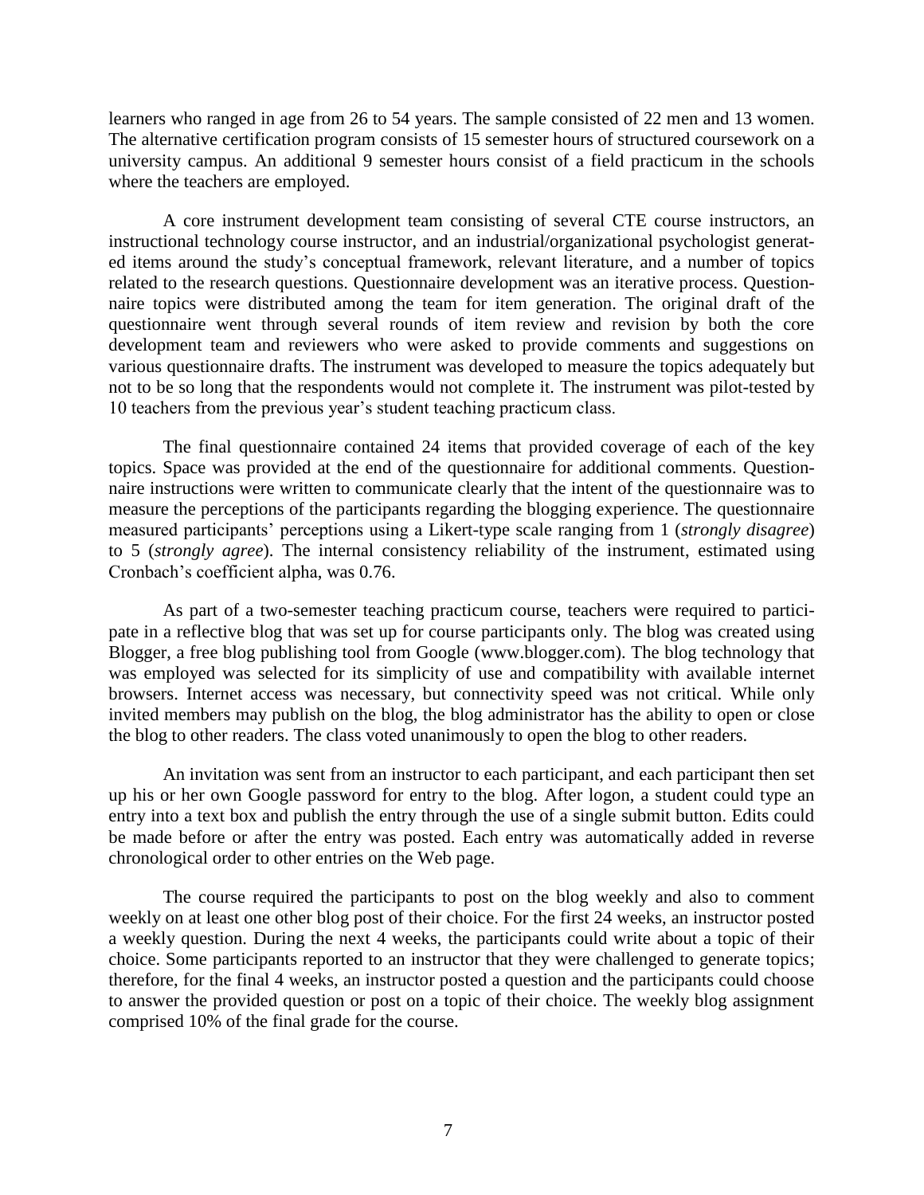learners who ranged in age from 26 to 54 years. The sample consisted of 22 men and 13 women. The alternative certification program consists of 15 semester hours of structured coursework on a university campus. An additional 9 semester hours consist of a field practicum in the schools where the teachers are employed.

A core instrument development team consisting of several CTE course instructors, an instructional technology course instructor, and an industrial/organizational psychologist generated items around the study's conceptual framework, relevant literature, and a number of topics related to the research questions. Questionnaire development was an iterative process. Questionnaire topics were distributed among the team for item generation. The original draft of the questionnaire went through several rounds of item review and revision by both the core development team and reviewers who were asked to provide comments and suggestions on various questionnaire drafts. The instrument was developed to measure the topics adequately but not to be so long that the respondents would not complete it. The instrument was pilot-tested by 10 teachers from the previous year's student teaching practicum class.

The final questionnaire contained 24 items that provided coverage of each of the key topics. Space was provided at the end of the questionnaire for additional comments. Questionnaire instructions were written to communicate clearly that the intent of the questionnaire was to measure the perceptions of the participants regarding the blogging experience. The questionnaire measured participants' perceptions using a Likert-type scale ranging from 1 (*strongly disagree*) to 5 (*strongly agree*). The internal consistency reliability of the instrument, estimated using Cronbach's coefficient alpha, was 0.76.

As part of a two-semester teaching practicum course, teachers were required to participate in a reflective blog that was set up for course participants only. The blog was created using Blogger, a free blog publishing tool from Google (www.blogger.com). The blog technology that was employed was selected for its simplicity of use and compatibility with available internet browsers. Internet access was necessary, but connectivity speed was not critical. While only invited members may publish on the blog, the blog administrator has the ability to open or close the blog to other readers. The class voted unanimously to open the blog to other readers.

An invitation was sent from an instructor to each participant, and each participant then set up his or her own Google password for entry to the blog. After logon, a student could type an entry into a text box and publish the entry through the use of a single submit button. Edits could be made before or after the entry was posted. Each entry was automatically added in reverse chronological order to other entries on the Web page.

The course required the participants to post on the blog weekly and also to comment weekly on at least one other blog post of their choice. For the first 24 weeks, an instructor posted a weekly question. During the next 4 weeks, the participants could write about a topic of their choice. Some participants reported to an instructor that they were challenged to generate topics; therefore, for the final 4 weeks, an instructor posted a question and the participants could choose to answer the provided question or post on a topic of their choice. The weekly blog assignment comprised 10% of the final grade for the course.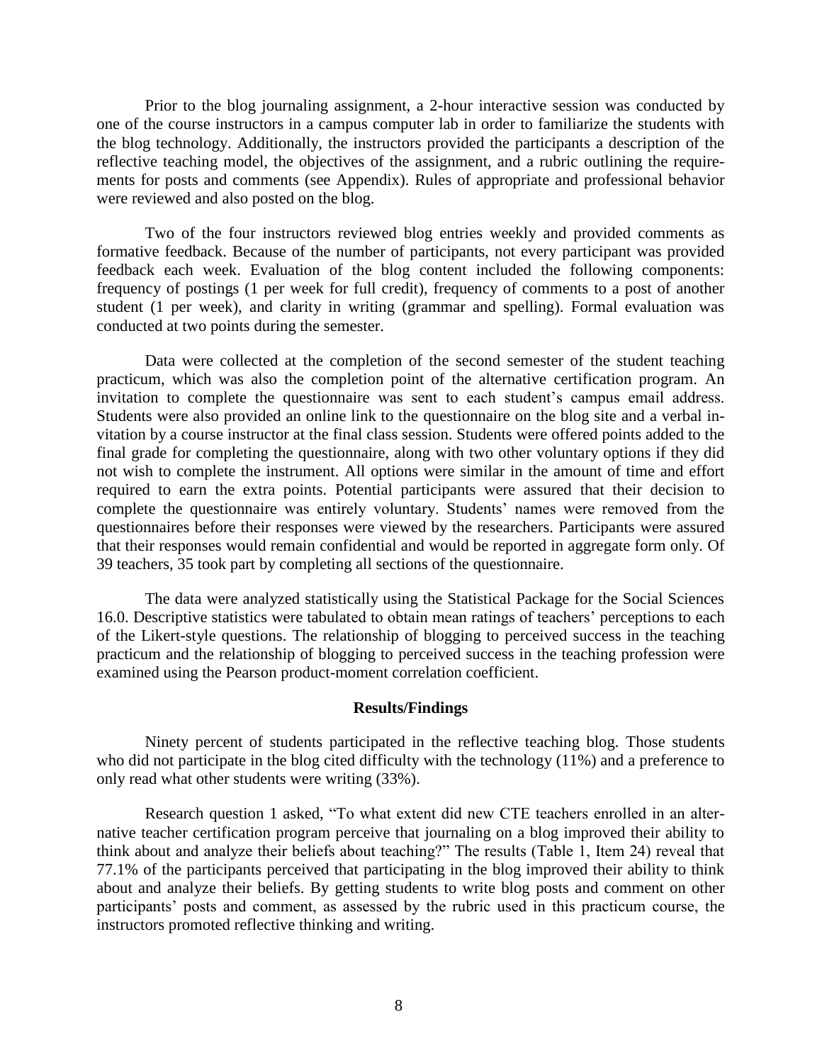Prior to the blog journaling assignment, a 2-hour interactive session was conducted by one of the course instructors in a campus computer lab in order to familiarize the students with the blog technology. Additionally, the instructors provided the participants a description of the reflective teaching model, the objectives of the assignment, and a rubric outlining the requirements for posts and comments (see Appendix). Rules of appropriate and professional behavior were reviewed and also posted on the blog.

Two of the four instructors reviewed blog entries weekly and provided comments as formative feedback. Because of the number of participants, not every participant was provided feedback each week. Evaluation of the blog content included the following components: frequency of postings (1 per week for full credit), frequency of comments to a post of another student (1 per week), and clarity in writing (grammar and spelling). Formal evaluation was conducted at two points during the semester.

Data were collected at the completion of the second semester of the student teaching practicum, which was also the completion point of the alternative certification program. An invitation to complete the questionnaire was sent to each student's campus email address. Students were also provided an online link to the questionnaire on the blog site and a verbal invitation by a course instructor at the final class session. Students were offered points added to the final grade for completing the questionnaire, along with two other voluntary options if they did not wish to complete the instrument. All options were similar in the amount of time and effort required to earn the extra points. Potential participants were assured that their decision to complete the questionnaire was entirely voluntary. Students' names were removed from the questionnaires before their responses were viewed by the researchers. Participants were assured that their responses would remain confidential and would be reported in aggregate form only. Of 39 teachers, 35 took part by completing all sections of the questionnaire.

The data were analyzed statistically using the Statistical Package for the Social Sciences 16.0. Descriptive statistics were tabulated to obtain mean ratings of teachers' perceptions to each of the Likert-style questions. The relationship of blogging to perceived success in the teaching practicum and the relationship of blogging to perceived success in the teaching profession were examined using the Pearson product-moment correlation coefficient.

## Results/Findings

Ninety percent of students participated in the reflective teaching blog. Those students who did not participate in the blog cited difficulty with the technology (11%) and a preference to only read what other students were writing (33%).

Research question 1 asked, "To what extent did new CTE teachers enrolled in an alternative teacher certification program perceive that journaling on a blog improved their ability to think about and analyze their beliefs about teaching?" The results (Table 1, Item 24) reveal that 77.1% of the participants perceived that participating in the blog improved their ability to think about and analyze their beliefs. By getting students to write blog posts and comment on other participants' posts and comment, as assessed by the rubric used in this practicum course, the instructors promoted reflective thinking and writing.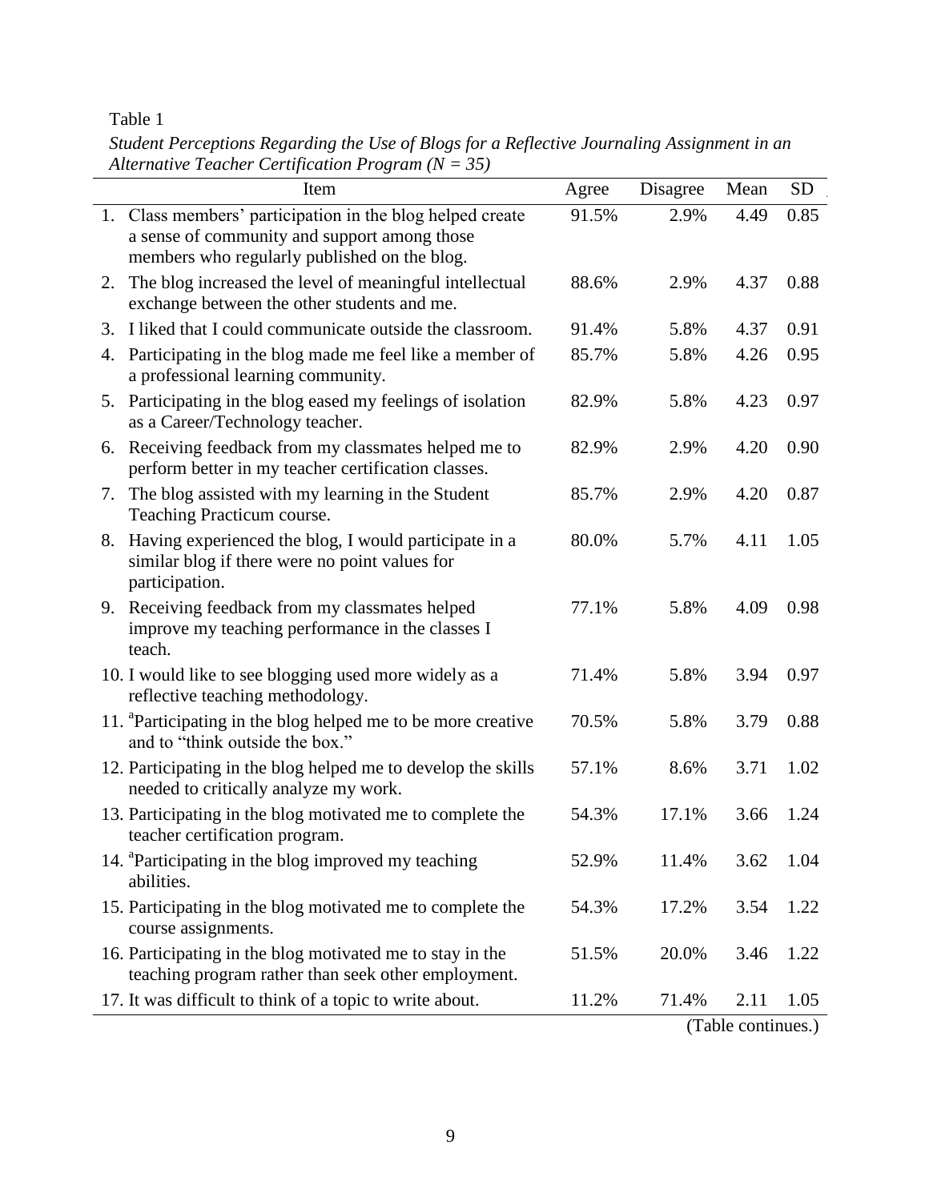Table 1

*Student Perceptions Regarding the Use of Blogs for a Reflective Journaling Assignment in an Alternative Teacher Certification Program (N = 35)*

| Item | Agree | Disagree | Mean | SD |
|---|---|---|---|---|
| 1. Class members' participation in the blog helped create a sense of community and support among those members who regularly published on the blog. | 91.5% | 2.9% | 4.49 | 0.85 |
| 2. The blog increased the level of meaningful intellectual exchange between the other students and me. | 88.6% | 2.9% | 4.37 | 0.88 |
| 3. I liked that I could communicate outside the classroom. | 91.4% | 5.8% | 4.37 | 0.91 |
| 4. Participating in the blog made me feel like a member of a professional learning community. | 85.7% | 5.8% | 4.26 | 0.95 |
| 5. Participating in the blog eased my feelings of isolation as a Career/Technology teacher. | 82.9% | 5.8% | 4.23 | 0.97 |
| 6. Receiving feedback from my classmates helped me to perform better in my teacher certification classes. | 82.9% | 2.9% | 4.20 | 0.90 |
| 7. The blog assisted with my learning in the Student Teaching Practicum course. | 85.7% | 2.9% | 4.20 | 0.87 |
| 8. Having experienced the blog, I would participate in a similar blog if there were no point values for participation. | 80.0% | 5.7% | 4.11 | 1.05 |
| 9. Receiving feedback from my classmates helped improve my teaching performance in the classes I teach. | 77.1% | 5.8% | 4.09 | 0.98 |
| 10. I would like to see blogging used more widely as a reflective teaching methodology. | 71.4% | 5.8% | 3.94 | 0.97 |
| 11. [a]Participating in the blog helped me to be more creative and to "think outside the box." | 70.5% | 5.8% | 3.79 | 0.88 |
| 12. Participating in the blog helped me to develop the skills needed to critically analyze my work. | 57.1% | 8.6% | 3.71 | 1.02 |
| 13. Participating in the blog motivated me to complete the teacher certification program. | 54.3% | 17.1% | 3.66 | 1.24 |
| 14. [a]Participating in the blog improved my teaching abilities. | 52.9% | 11.4% | 3.62 | 1.04 |
| 15. Participating in the blog motivated me to complete the course assignments. | 54.3% | 17.2% | 3.54 | 1.22 |
| 16. Participating in the blog motivated me to stay in the teaching program rather than seek other employment. | 51.5% | 20.0% | 3.46 | 1.22 |
| 17. It was difficult to think of a topic to write about. | 11.2% | 71.4% | 2.11 | 1.05 |

(Table continues.)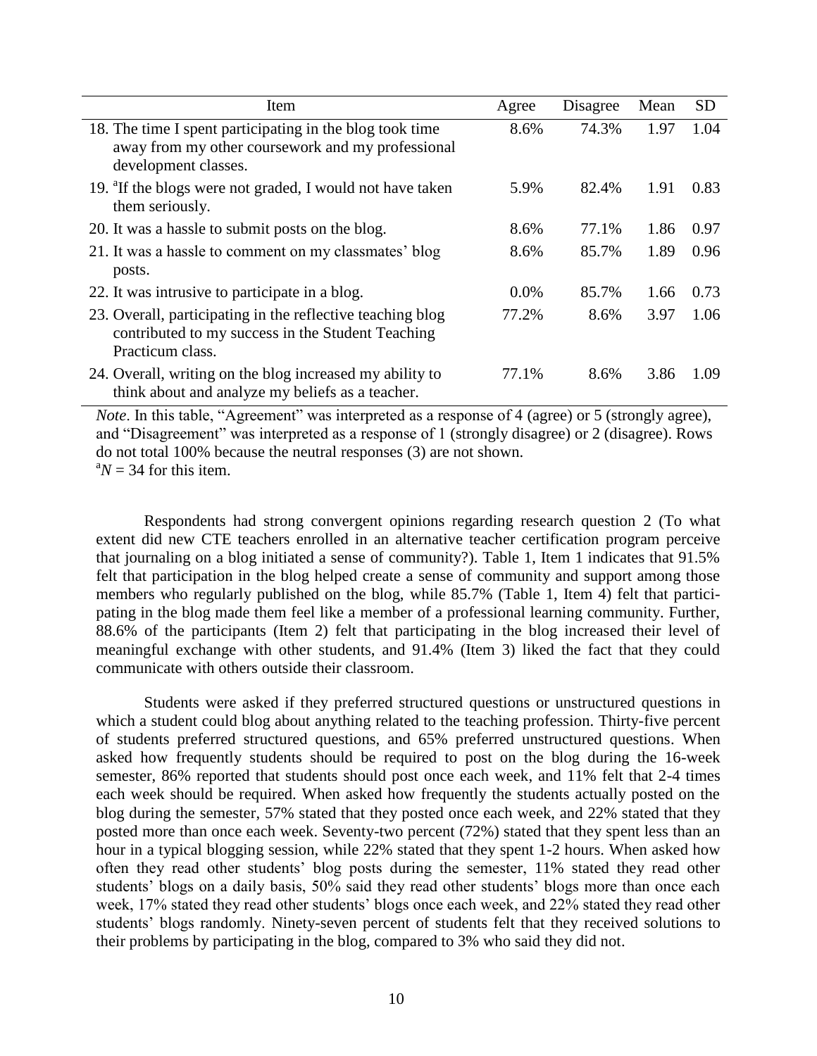| Item | Agree | Disagree | Mean | SD |
|---|---|---|---|---|
| 18. The time I spent participating in the blog took time away from my other coursework and my professional development classes. | 8.6% | 74.3% | 1.97 | 1.04 |
| 19. [a]If the blogs were not graded, I would not have taken them seriously. | 5.9% | 82.4% | 1.91 | 0.83 |
| 20. It was a hassle to submit posts on the blog. | 8.6% | 77.1% | 1.86 | 0.97 |
| 21. It was a hassle to comment on my classmates' blog posts. | 8.6% | 85.7% | 1.89 | 0.96 |
| 22. It was intrusive to participate in a blog. | 0.0% | 85.7% | 1.66 | 0.73 |
| 23. Overall, participating in the reflective teaching blog contributed to my success in the Student Teaching Practicum class. | 77.2% | 8.6% | 3.97 | 1.06 |
| 24. Overall, writing on the blog increased my ability to think about and analyze my beliefs as a teacher. | 77.1% | 8.6% | 3.86 | 1.09 |

*Note*. In this table, "Agreement" was interpreted as a response of 4 (agree) or 5 (strongly agree), and "Disagreement" was interpreted as a response of 1 (strongly disagree) or 2 (disagree). Rows do not total 100% because the neutral responses (3) are not shown.
[a]*N* = 34 for this item.

Respondents had strong convergent opinions regarding research question 2 (To what extent did new CTE teachers enrolled in an alternative teacher certification program perceive that journaling on a blog initiated a sense of community?). Table 1, Item 1 indicates that 91.5% felt that participation in the blog helped create a sense of community and support among those members who regularly published on the blog, while 85.7% (Table 1, Item 4) felt that participating in the blog made them feel like a member of a professional learning community. Further, 88.6% of the participants (Item 2) felt that participating in the blog increased their level of meaningful exchange with other students, and 91.4% (Item 3) liked the fact that they could communicate with others outside their classroom.

Students were asked if they preferred structured questions or unstructured questions in which a student could blog about anything related to the teaching profession. Thirty-five percent of students preferred structured questions, and 65% preferred unstructured questions. When asked how frequently students should be required to post on the blog during the 16-week semester, 86% reported that students should post once each week, and 11% felt that 2-4 times each week should be required. When asked how frequently the students actually posted on the blog during the semester, 57% stated that they posted once each week, and 22% stated that they posted more than once each week. Seventy-two percent (72%) stated that they spent less than an hour in a typical blogging session, while 22% stated that they spent 1-2 hours. When asked how often they read other students' blog posts during the semester, 11% stated they read other students' blogs on a daily basis, 50% said they read other students' blogs more than once each week, 17% stated they read other students' blogs once each week, and 22% stated they read other students' blogs randomly. Ninety-seven percent of students felt that they received solutions to their problems by participating in the blog, compared to 3% who said they did not.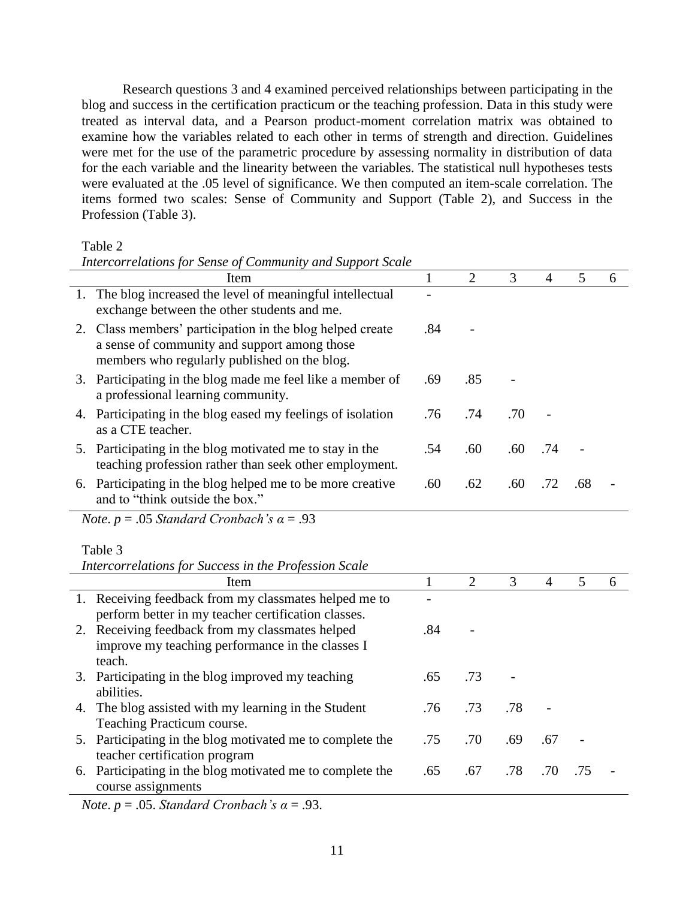Research questions 3 and 4 examined perceived relationships between participating in the blog and success in the certification practicum or the teaching profession. Data in this study were treated as interval data, and a Pearson product-moment correlation matrix was obtained to examine how the variables related to each other in terms of strength and direction. Guidelines were met for the use of the parametric procedure by assessing normality in distribution of data for the each variable and the linearity between the variables. The statistical null hypotheses tests were evaluated at the .05 level of significance. We then computed an item-scale correlation. The items formed two scales: Sense of Community and Support (Table 2), and Success in the Profession (Table 3).

Table 2

*Intercorrelations for Sense of Community and Support Scale*

| Item | 1 | 2 | 3 | 4 | 5 | 6 |
|---|---|---|---|---|---|---|
| 1. The blog increased the level of meaningful intellectual exchange between the other students and me. | - | | | | | |
| 2. Class members' participation in the blog helped create a sense of community and support among those members who regularly published on the blog. | .84 | - | | | | |
| 3. Participating in the blog made me feel like a member of a professional learning community. | .69 | .85 | - | | | |
| 4. Participating in the blog eased my feelings of isolation as a CTE teacher. | .76 | .74 | .70 | - | | |
| 5. Participating in the blog motivated me to stay in the teaching profession rather than seek other employment. | .54 | .60 | .60 | .74 | - | |
| 6. Participating in the blog helped me to be more creative and to "think outside the box." | .60 | .62 | .60 | .72 | .68 | - |

*Note*. $p$ = .05 *Standard Cronbach's α* = .93

Table 3

*Intercorrelations for Success in the Profession Scale*

| Item | 1 | 2 | 3 | 4 | 5 | 6 |
|---|---|---|---|---|---|---|
| 1. Receiving feedback from my classmates helped me to perform better in my teacher certification classes. | - | | | | | |
| 2. Receiving feedback from my classmates helped improve my teaching performance in the classes I teach. | .84 | - | | | | |
| 3. Participating in the blog improved my teaching abilities. | .65 | .73 | - | | | |
| 4. The blog assisted with my learning in the Student Teaching Practicum course. | .76 | .73 | .78 | - | | |
| 5. Participating in the blog motivated me to complete the teacher certification program | .75 | .70 | .69 | .67 | - | |
| 6. Participating in the blog motivated me to complete the course assignments | .65 | .67 | .78 | .70 | .75 | - |

*Note*. $p$ = .05. *Standard Cronbach's α* = .93.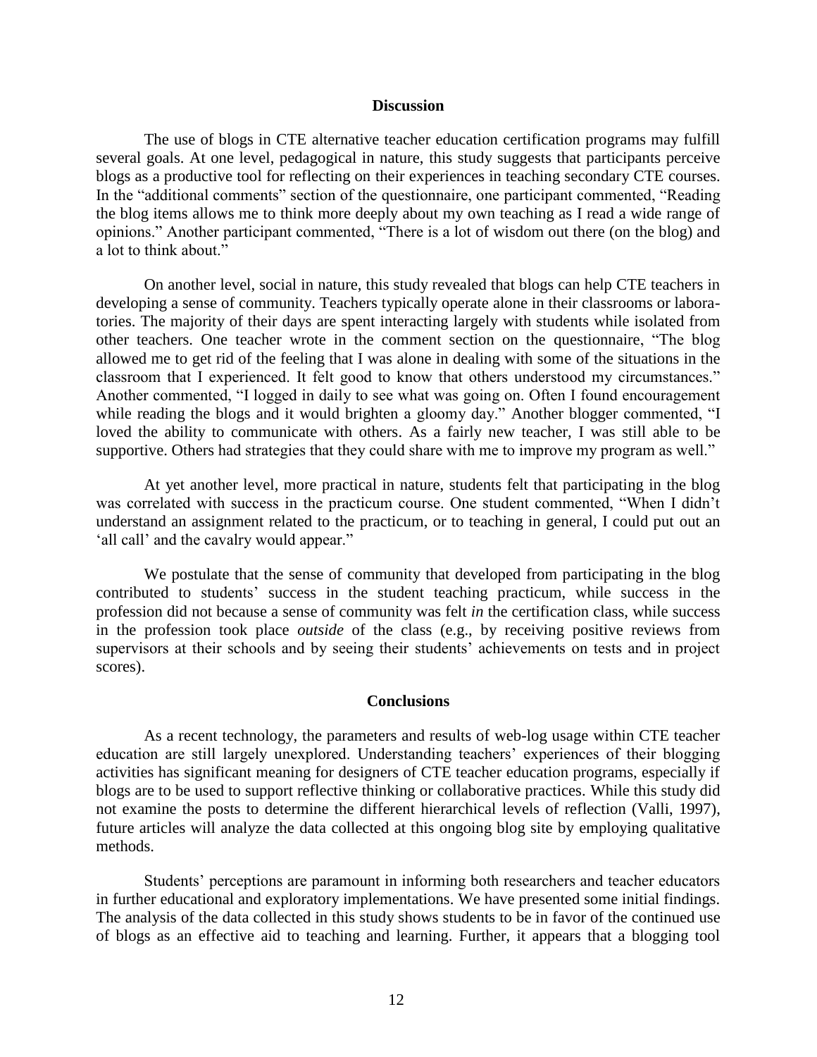## Discussion

The use of blogs in CTE alternative teacher education certification programs may fulfill several goals. At one level, pedagogical in nature, this study suggests that participants perceive blogs as a productive tool for reflecting on their experiences in teaching secondary CTE courses. In the "additional comments" section of the questionnaire, one participant commented, "Reading the blog items allows me to think more deeply about my own teaching as I read a wide range of opinions." Another participant commented, "There is a lot of wisdom out there (on the blog) and a lot to think about."

On another level, social in nature, this study revealed that blogs can help CTE teachers in developing a sense of community. Teachers typically operate alone in their classrooms or laboratories. The majority of their days are spent interacting largely with students while isolated from other teachers. One teacher wrote in the comment section on the questionnaire, "The blog allowed me to get rid of the feeling that I was alone in dealing with some of the situations in the classroom that I experienced. It felt good to know that others understood my circumstances." Another commented, "I logged in daily to see what was going on. Often I found encouragement while reading the blogs and it would brighten a gloomy day." Another blogger commented, "I loved the ability to communicate with others. As a fairly new teacher, I was still able to be supportive. Others had strategies that they could share with me to improve my program as well."

At yet another level, more practical in nature, students felt that participating in the blog was correlated with success in the practicum course. One student commented, "When I didn't understand an assignment related to the practicum, or to teaching in general, I could put out an 'all call' and the cavalry would appear."

We postulate that the sense of community that developed from participating in the blog contributed to students' success in the student teaching practicum, while success in the profession did not because a sense of community was felt *in* the certification class, while success in the profession took place *outside* of the class (e.g., by receiving positive reviews from supervisors at their schools and by seeing their students' achievements on tests and in project scores).

## Conclusions

As a recent technology, the parameters and results of web-log usage within CTE teacher education are still largely unexplored. Understanding teachers' experiences of their blogging activities has significant meaning for designers of CTE teacher education programs, especially if blogs are to be used to support reflective thinking or collaborative practices. While this study did not examine the posts to determine the different hierarchical levels of reflection (Valli, 1997), future articles will analyze the data collected at this ongoing blog site by employing qualitative methods.

Students' perceptions are paramount in informing both researchers and teacher educators in further educational and exploratory implementations. We have presented some initial findings. The analysis of the data collected in this study shows students to be in favor of the continued use of blogs as an effective aid to teaching and learning. Further, it appears that a blogging tool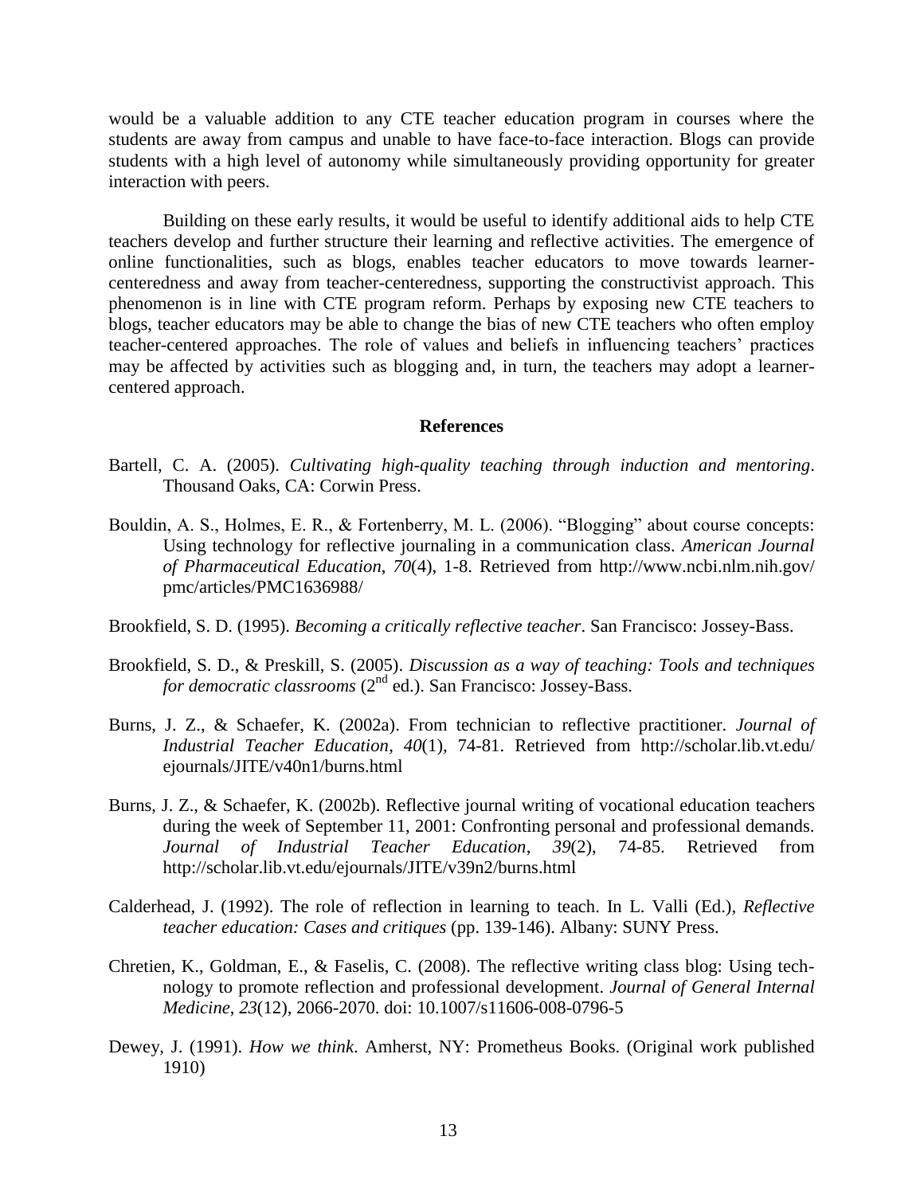would be a valuable addition to any CTE teacher education program in courses where the students are away from campus and unable to have face-to-face interaction. Blogs can provide students with a high level of autonomy while simultaneously providing opportunity for greater interaction with peers.

Building on these early results, it would be useful to identify additional aids to help CTE teachers develop and further structure their learning and reflective activities. The emergence of online functionalities, such as blogs, enables teacher educators to move towards learner-centeredness and away from teacher-centeredness, supporting the constructivist approach. This phenomenon is in line with CTE program reform. Perhaps by exposing new CTE teachers to blogs, teacher educators may be able to change the bias of new CTE teachers who often employ teacher-centered approaches. The role of values and beliefs in influencing teachers' practices may be affected by activities such as blogging and, in turn, the teachers may adopt a learner-centered approach.

## References

Bartell, C. A. (2005). *Cultivating high-quality teaching through induction and mentoring*. Thousand Oaks, CA: Corwin Press.

Bouldin, A. S., Holmes, E. R., & Fortenberry, M. L. (2006). "Blogging" about course concepts: Using technology for reflective journaling in a communication class. *American Journal of Pharmaceutical Education*, *70*(4), 1-8. Retrieved from http://www.ncbi.nlm.nih.gov/pmc/articles/PMC1636988/

Brookfield, S. D. (1995). *Becoming a critically reflective teacher*. San Francisco: Jossey-Bass.

Brookfield, S. D., & Preskill, S. (2005). *Discussion as a way of teaching: Tools and techniques for democratic classrooms* (2nd ed.). San Francisco: Jossey-Bass.

Burns, J. Z., & Schaefer, K. (2002a). From technician to reflective practitioner. *Journal of Industrial Teacher Education*, *40*(1), 74-81. Retrieved from http://scholar.lib.vt.edu/ejournals/JITE/v40n1/burns.html

Burns, J. Z., & Schaefer, K. (2002b). Reflective journal writing of vocational education teachers during the week of September 11, 2001: Confronting personal and professional demands. *Journal of Industrial Teacher Education*, *39*(2), 74-85. Retrieved from http://scholar.lib.vt.edu/ejournals/JITE/v39n2/burns.html

Calderhead, J. (1992). The role of reflection in learning to teach. In L. Valli (Ed.), *Reflective teacher education: Cases and critiques* (pp. 139-146). Albany: SUNY Press.

Chretien, K., Goldman, E., & Faselis, C. (2008). The reflective writing class blog: Using technology to promote reflection and professional development. *Journal of General Internal Medicine*, *23*(12), 2066-2070. doi: 10.1007/s11606-008-0796-5

Dewey, J. (1991). *How we think*. Amherst, NY: Prometheus Books. (Original work published 1910)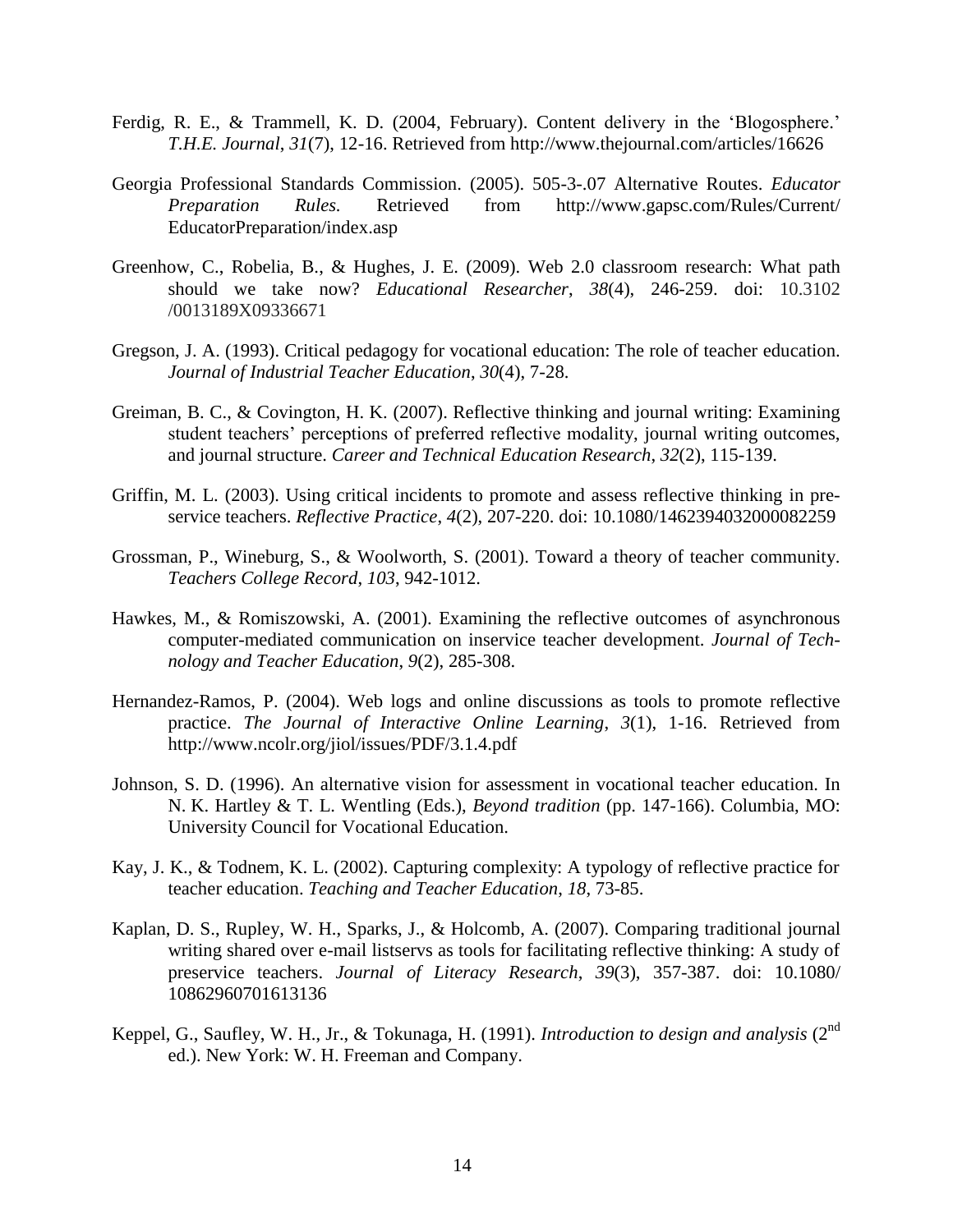Ferdig, R. E., & Trammell, K. D. (2004, February). Content delivery in the 'Blogosphere.' *T.H.E. Journal*, *31*(7), 12-16. Retrieved from http://www.thejournal.com/articles/16626

Georgia Professional Standards Commission. (2005). 505-3-.07 Alternative Routes. *Educator Preparation Rules.* Retrieved from http://www.gapsc.com/Rules/Current/EducatorPreparation/index.asp

Greenhow, C., Robelia, B., & Hughes, J. E. (2009). Web 2.0 classroom research: What path should we take now? *Educational Researcher*, *38*(4), 246-259. doi: 10.3102/0013189X09336671

Gregson, J. A. (1993). Critical pedagogy for vocational education: The role of teacher education. *Journal of Industrial Teacher Education*, *30*(4), 7-28.

Greiman, B. C., & Covington, H. K. (2007). Reflective thinking and journal writing: Examining student teachers' perceptions of preferred reflective modality, journal writing outcomes, and journal structure. *Career and Technical Education Research*, *32*(2), 115-139.

Griffin, M. L. (2003). Using critical incidents to promote and assess reflective thinking in pre-service teachers. *Reflective Practice*, *4*(2), 207-220. doi: 10.1080/1462394032000082259

Grossman, P., Wineburg, S., & Woolworth, S. (2001). Toward a theory of teacher community. *Teachers College Record*, *103*, 942-1012.

Hawkes, M., & Romiszowski, A. (2001). Examining the reflective outcomes of asynchronous computer-mediated communication on inservice teacher development. *Journal of Technology and Teacher Education*, *9*(2), 285-308.

Hernandez-Ramos, P. (2004). Web logs and online discussions as tools to promote reflective practice. *The Journal of Interactive Online Learning*, *3*(1), 1-16. Retrieved from http://www.ncolr.org/jiol/issues/PDF/3.1.4.pdf

Johnson, S. D. (1996). An alternative vision for assessment in vocational teacher education. In N. K. Hartley & T. L. Wentling (Eds.), *Beyond tradition* (pp. 147-166). Columbia, MO: University Council for Vocational Education.

Kay, J. K., & Todnem, K. L. (2002). Capturing complexity: A typology of reflective practice for teacher education. *Teaching and Teacher Education*, *18*, 73-85.

Kaplan, D. S., Rupley, W. H., Sparks, J., & Holcomb, A. (2007). Comparing traditional journal writing shared over e-mail listservs as tools for facilitating reflective thinking: A study of preservice teachers. *Journal of Literacy Research*, *39*(3), 357-387. doi: 10.1080/10862960701613136

Keppel, G., Saufley, W. H., Jr., & Tokunaga, H. (1991). *Introduction to design and analysis* (2nd ed.). New York: W. H. Freeman and Company.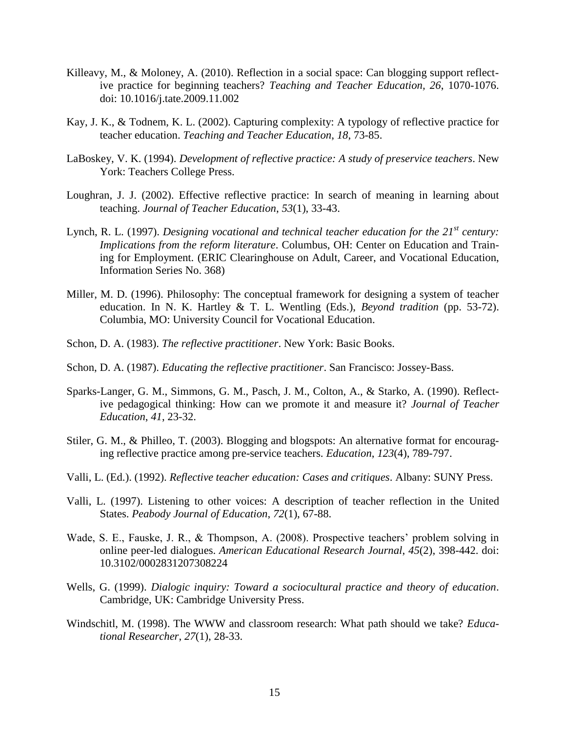Killeavy, M., & Moloney, A. (2010). Reflection in a social space: Can blogging support reflective practice for beginning teachers? *Teaching and Teacher Education*, *26*, 1070-1076. doi: 10.1016/j.tate.2009.11.002

Kay, J. K., & Todnem, K. L. (2002). Capturing complexity: A typology of reflective practice for teacher education. *Teaching and Teacher Education*, *18*, 73-85.

LaBoskey, V. K. (1994). *Development of reflective practice: A study of preservice teachers*. New York: Teachers College Press.

Loughran, J. J. (2002). Effective reflective practice: In search of meaning in learning about teaching. *Journal of Teacher Education*, *53*(1), 33-43.

Lynch, R. L. (1997). *Designing vocational and technical teacher education for the 21st century: Implications from the reform literature*. Columbus, OH: Center on Education and Training for Employment. (ERIC Clearinghouse on Adult, Career, and Vocational Education, Information Series No. 368)

Miller, M. D. (1996). Philosophy: The conceptual framework for designing a system of teacher education. In N. K. Hartley & T. L. Wentling (Eds.), *Beyond tradition* (pp. 53-72). Columbia, MO: University Council for Vocational Education.

Schon, D. A. (1983). *The reflective practitioner*. New York: Basic Books.

Schon, D. A. (1987). *Educating the reflective practitioner*. San Francisco: Jossey-Bass.

Sparks-Langer, G. M., Simmons, G. M., Pasch, J. M., Colton, A., & Starko, A. (1990). Reflective pedagogical thinking: How can we promote it and measure it? *Journal of Teacher Education*, *41*, 23-32.

Stiler, G. M., & Philleo, T. (2003). Blogging and blogspots: An alternative format for encouraging reflective practice among pre-service teachers. *Education*, *123*(4), 789-797.

Valli, L. (Ed.). (1992). *Reflective teacher education: Cases and critiques*. Albany: SUNY Press.

Valli, L. (1997). Listening to other voices: A description of teacher reflection in the United States. *Peabody Journal of Education*, *72*(1), 67-88.

Wade, S. E., Fauske, J. R., & Thompson, A. (2008). Prospective teachers' problem solving in online peer-led dialogues. *American Educational Research Journal*, *45*(2), 398-442. doi: 10.3102/0002831207308224

Wells, G. (1999). *Dialogic inquiry: Toward a sociocultural practice and theory of education*. Cambridge, UK: Cambridge University Press.

Windschitl, M. (1998). The WWW and classroom research: What path should we take? *Educational Researcher*, *27*(1), 28-33.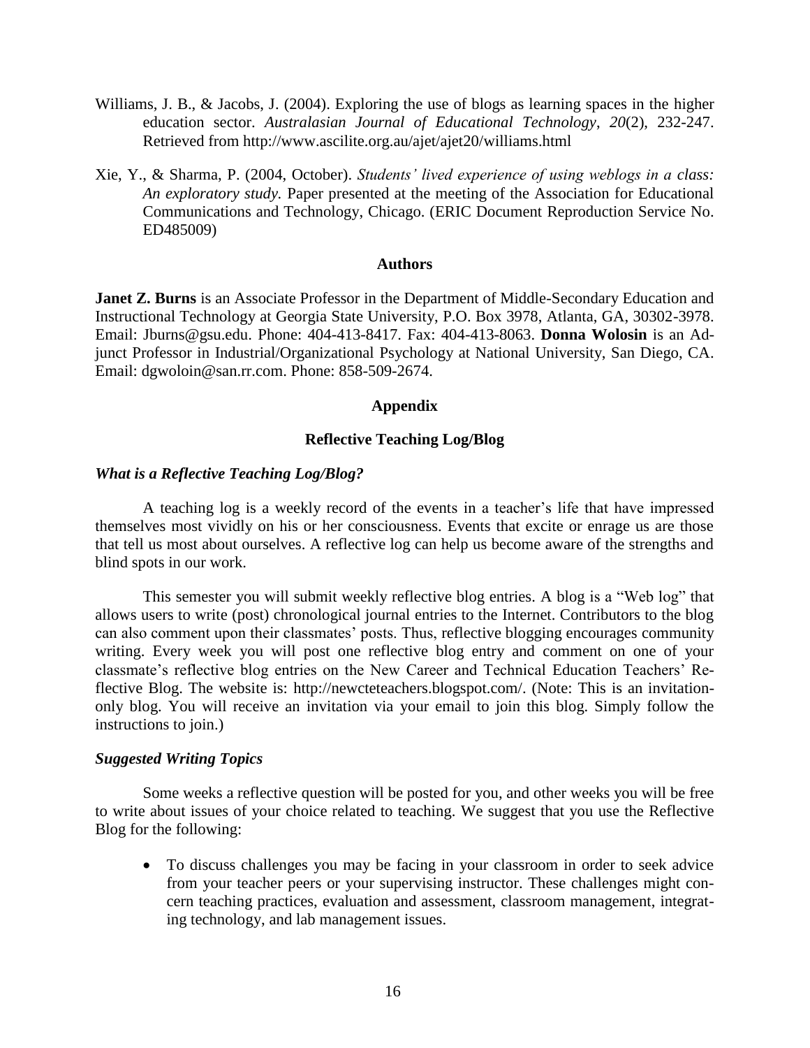Williams, J. B., & Jacobs, J. (2004). Exploring the use of blogs as learning spaces in the higher education sector. *Australasian Journal of Educational Technology*, *20*(2), 232-247. Retrieved from http://www.ascilite.org.au/ajet/ajet20/williams.html

Xie, Y., & Sharma, P. (2004, October). *Students' lived experience of using weblogs in a class: An exploratory study.* Paper presented at the meeting of the Association for Educational Communications and Technology, Chicago. (ERIC Document Reproduction Service No. ED485009)

## Authors

**Janet Z. Burns** is an Associate Professor in the Department of Middle-Secondary Education and Instructional Technology at Georgia State University, P.O. Box 3978, Atlanta, GA, 30302-3978. Email: Jburns@gsu.edu. Phone: 404-413-8417. Fax: 404-413-8063. **Donna Wolosin** is an Adjunct Professor in Industrial/Organizational Psychology at National University, San Diego, CA. Email: dgwoloin@san.rr.com. Phone: 858-509-2674.

## Appendix

## Reflective Teaching Log/Blog

### *What is a Reflective Teaching Log/Blog?*

A teaching log is a weekly record of the events in a teacher's life that have impressed themselves most vividly on his or her consciousness. Events that excite or enrage us are those that tell us most about ourselves. A reflective log can help us become aware of the strengths and blind spots in our work.

This semester you will submit weekly reflective blog entries. A blog is a "Web log" that allows users to write (post) chronological journal entries to the Internet. Contributors to the blog can also comment upon their classmates' posts. Thus, reflective blogging encourages community writing. Every week you will post one reflective blog entry and comment on one of your classmate's reflective blog entries on the New Career and Technical Education Teachers' Reflective Blog. The website is: http://newcteteachers.blogspot.com/. (Note: This is an invitation-only blog. You will receive an invitation via your email to join this blog. Simply follow the instructions to join.)

### *Suggested Writing Topics*

Some weeks a reflective question will be posted for you, and other weeks you will be free to write about issues of your choice related to teaching. We suggest that you use the Reflective Blog for the following:

- To discuss challenges you may be facing in your classroom in order to seek advice from your teacher peers or your supervising instructor. These challenges might concern teaching practices, evaluation and assessment, classroom management, integrating technology, and lab management issues.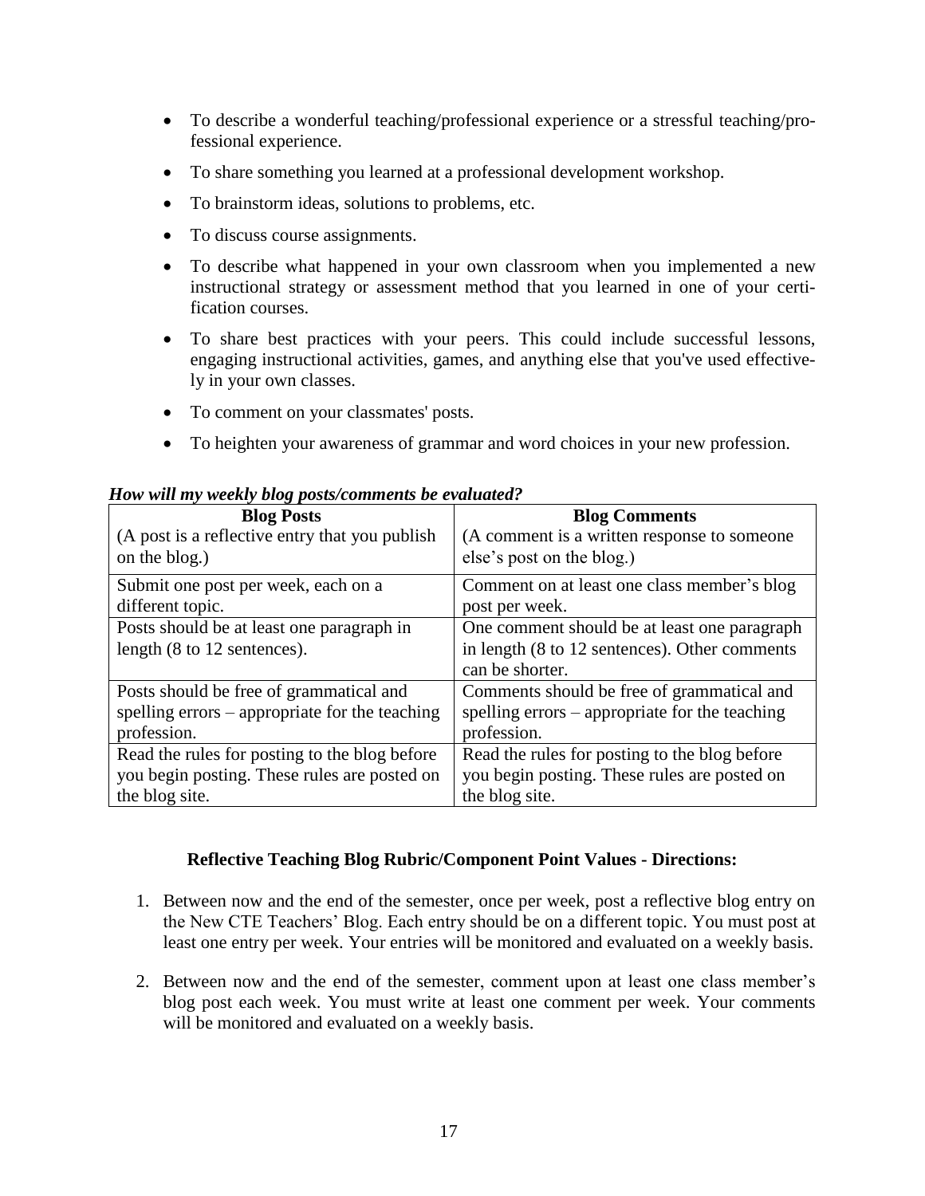- To describe a wonderful teaching/professional experience or a stressful teaching/professional experience.
- To share something you learned at a professional development workshop.
- To brainstorm ideas, solutions to problems, etc.
- To discuss course assignments.
- To describe what happened in your own classroom when you implemented a new instructional strategy or assessment method that you learned in one of your certification courses.
- To share best practices with your peers. This could include successful lessons, engaging instructional activities, games, and anything else that you've used effectively in your own classes.
- To comment on your classmates' posts.
- To heighten your awareness of grammar and word choices in your new profession.

***How will my weekly blog posts/comments be evaluated?***

| **Blog Posts**<br>(A post is a reflective entry that you publish on the blog.) | **Blog Comments**<br>(A comment is a written response to someone else's post on the blog.) |
|---|---|
| Submit one post per week, each on a different topic. | Comment on at least one class member's blog post per week. |
| Posts should be at least one paragraph in length (8 to 12 sentences). | One comment should be at least one paragraph in length (8 to 12 sentences). Other comments can be shorter. |
| Posts should be free of grammatical and spelling errors – appropriate for the teaching profession. | Comments should be free of grammatical and spelling errors – appropriate for the teaching profession. |
| Read the rules for posting to the blog before you begin posting. These rules are posted on the blog site. | Read the rules for posting to the blog before you begin posting. These rules are posted on the blog site. |

### Reflective Teaching Blog Rubric/Component Point Values - Directions:

1. Between now and the end of the semester, once per week, post a reflective blog entry on the New CTE Teachers' Blog. Each entry should be on a different topic. You must post at least one entry per week. Your entries will be monitored and evaluated on a weekly basis.
2. Between now and the end of the semester, comment upon at least one class member's blog post each week. You must write at least one comment per week. Your comments will be monitored and evaluated on a weekly basis.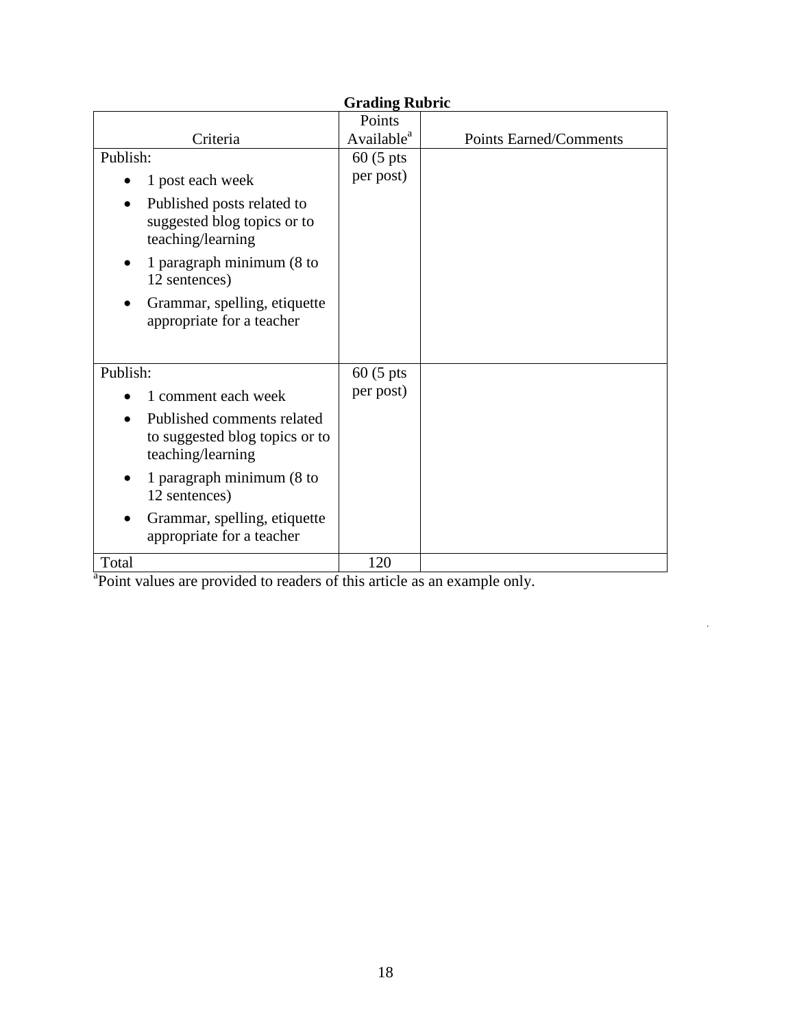**Grading Rubric**

| Criteria | Points Available[a] | Points Earned/Comments |
|---|---|---|
| Publish:<br>• 1 post each week<br>• Published posts related to suggested blog topics or to teaching/learning<br>• 1 paragraph minimum (8 to 12 sentences)<br>• Grammar, spelling, etiquette appropriate for a teacher | 60 (5 pts per post) | |
| Publish:<br>• 1 comment each week<br>• Published comments related to suggested blog topics or to teaching/learning<br>• 1 paragraph minimum (8 to 12 sentences)<br>• Grammar, spelling, etiquette appropriate for a teacher | 60 (5 pts per post) | |
| Total | 120 | |

[a]Point values are provided to readers of this article as an example only.